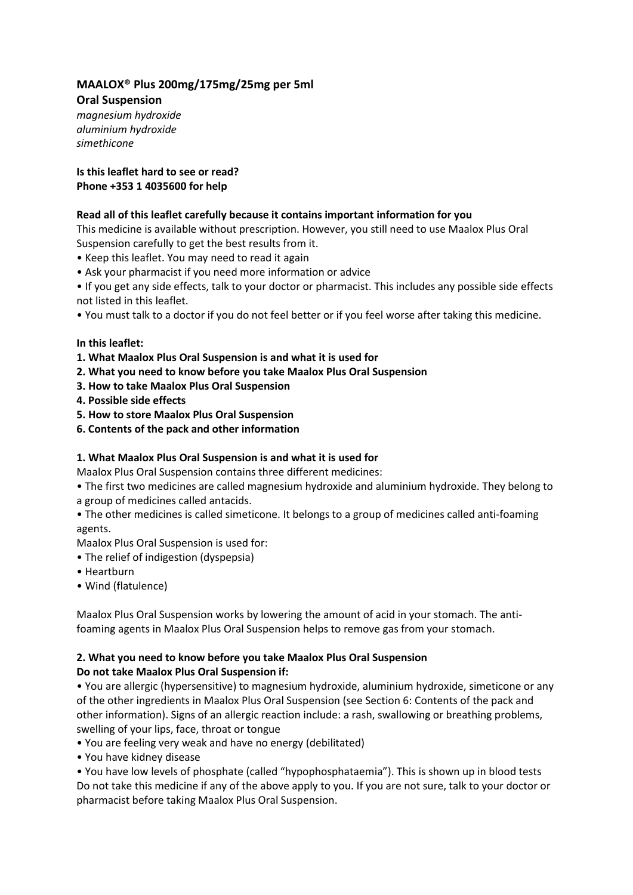# MAALOX® Plus 200mg/175mg/25mg per 5ml

**Oral Suspension**

*magnesium hydroxide*
*aluminium hydroxide*
*simethicone*

**Is this leaflet hard to see or read?**
**Phone +353 1 4035600 for help**

**Read all of this leaflet carefully because it contains important information for you**

This medicine is available without prescription. However, you still need to use Maalox Plus Oral Suspension carefully to get the best results from it.

- Keep this leaflet. You may need to read it again
- Ask your pharmacist if you need more information or advice
- If you get any side effects, talk to your doctor or pharmacist. This includes any possible side effects not listed in this leaflet.
- You must talk to a doctor if you do not feel better or if you feel worse after taking this medicine.

**In this leaflet:**

**1. What Maalox Plus Oral Suspension is and what it is used for**
**2. What you need to know before you take Maalox Plus Oral Suspension**
**3. How to take Maalox Plus Oral Suspension**
**4. Possible side effects**
**5. How to store Maalox Plus Oral Suspension**
**6. Contents of the pack and other information**

## 1. What Maalox Plus Oral Suspension is and what it is used for

Maalox Plus Oral Suspension contains three different medicines:

- The first two medicines are called magnesium hydroxide and aluminium hydroxide. They belong to a group of medicines called antacids.
- The other medicines is called simeticone. It belongs to a group of medicines called anti-foaming agents.

Maalox Plus Oral Suspension is used for:

- The relief of indigestion (dyspepsia)
- Heartburn
- Wind (flatulence)

Maalox Plus Oral Suspension works by lowering the amount of acid in your stomach. The anti-foaming agents in Maalox Plus Oral Suspension helps to remove gas from your stomach.

## 2. What you need to know before you take Maalox Plus Oral Suspension

**Do not take Maalox Plus Oral Suspension if:**

- You are allergic (hypersensitive) to magnesium hydroxide, aluminium hydroxide, simeticone or any of the other ingredients in Maalox Plus Oral Suspension (see Section 6: Contents of the pack and other information). Signs of an allergic reaction include: a rash, swallowing or breathing problems, swelling of your lips, face, throat or tongue
- You are feeling very weak and have no energy (debilitated)
- You have kidney disease
- You have low levels of phosphate (called "hypophosphataemia"). This is shown up in blood tests

Do not take this medicine if any of the above apply to you. If you are not sure, talk to your doctor or pharmacist before taking Maalox Plus Oral Suspension.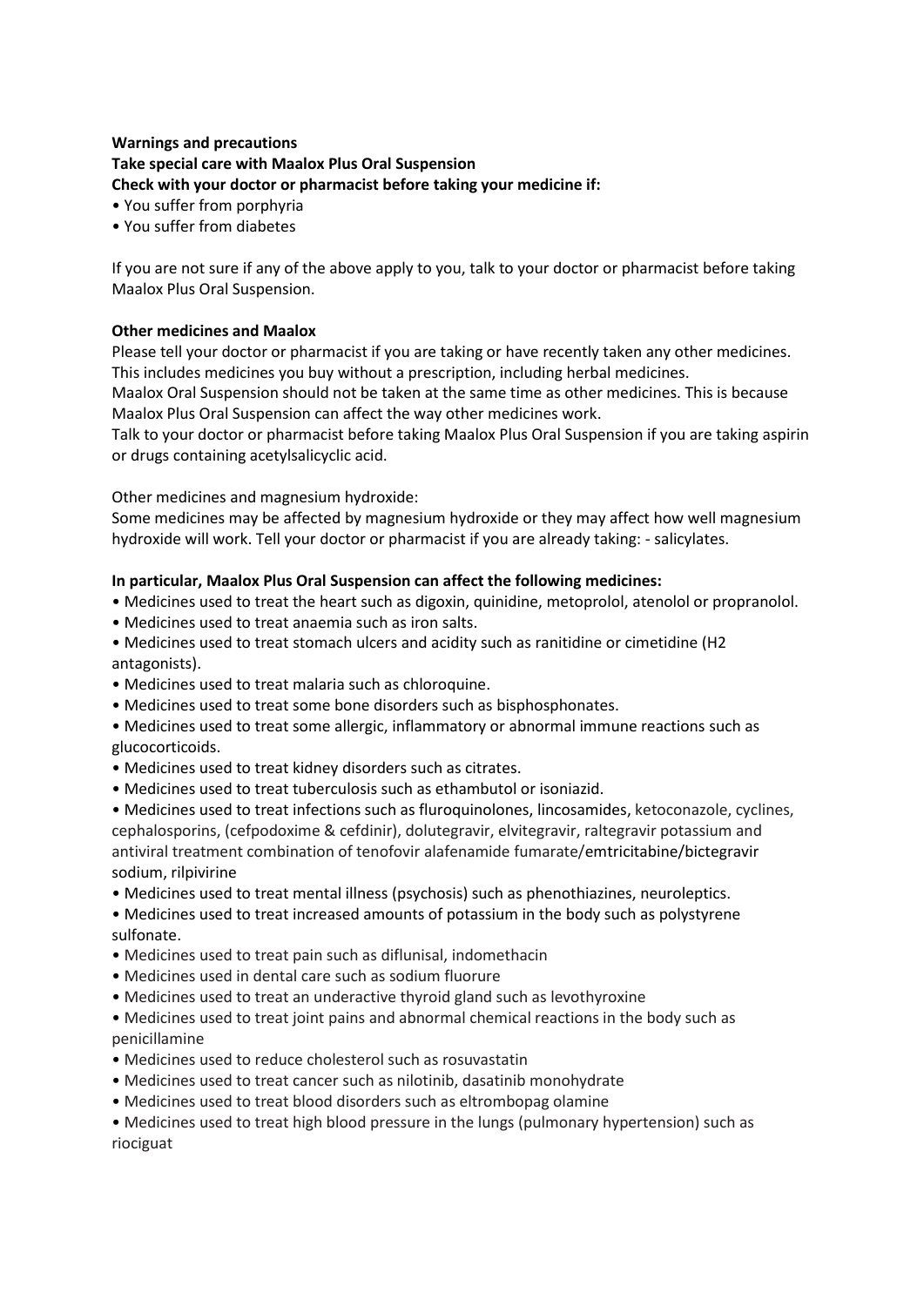**Warnings and precautions**

**Take special care with Maalox Plus Oral Suspension**

**Check with your doctor or pharmacist before taking your medicine if:**

- You suffer from porphyria
- You suffer from diabetes

If you are not sure if any of the above apply to you, talk to your doctor or pharmacist before taking Maalox Plus Oral Suspension.

**Other medicines and Maalox**

Please tell your doctor or pharmacist if you are taking or have recently taken any other medicines. This includes medicines you buy without a prescription, including herbal medicines.

Maalox Oral Suspension should not be taken at the same time as other medicines. This is because Maalox Plus Oral Suspension can affect the way other medicines work.

Talk to your doctor or pharmacist before taking Maalox Plus Oral Suspension if you are taking aspirin or drugs containing acetylsalicyclic acid.

Other medicines and magnesium hydroxide:

Some medicines may be affected by magnesium hydroxide or they may affect how well magnesium hydroxide will work. Tell your doctor or pharmacist if you are already taking: - salicylates.

**In particular, Maalox Plus Oral Suspension can affect the following medicines:**

- Medicines used to treat the heart such as digoxin, quinidine, metoprolol, atenolol or propranolol.
- Medicines used to treat anaemia such as iron salts.
- Medicines used to treat stomach ulcers and acidity such as ranitidine or cimetidine (H2 antagonists).
- Medicines used to treat malaria such as chloroquine.
- Medicines used to treat some bone disorders such as bisphosphonates.
- Medicines used to treat some allergic, inflammatory or abnormal immune reactions such as glucocorticoids.
- Medicines used to treat kidney disorders such as citrates.
- Medicines used to treat tuberculosis such as ethambutol or isoniazid.
- Medicines used to treat infections such as fluroquinolones, lincosamides, ketoconazole, cyclines, cephalosporins, (cefpodoxime & cefdinir), dolutegravir, elvitegravir, raltegravir potassium and antiviral treatment combination of tenofovir alafenamide fumarate/emtricitabine/bictegravir sodium, rilpivirine
- Medicines used to treat mental illness (psychosis) such as phenothiazines, neuroleptics.
- Medicines used to treat increased amounts of potassium in the body such as polystyrene sulfonate.
- Medicines used to treat pain such as diflunisal, indomethacin
- Medicines used in dental care such as sodium fluorure
- Medicines used to treat an underactive thyroid gland such as levothyroxine
- Medicines used to treat joint pains and abnormal chemical reactions in the body such as penicillamine
- Medicines used to reduce cholesterol such as rosuvastatin
- Medicines used to treat cancer such as nilotinib, dasatinib monohydrate
- Medicines used to treat blood disorders such as eltrombopag olamine
- Medicines used to treat high blood pressure in the lungs (pulmonary hypertension) such as riociguat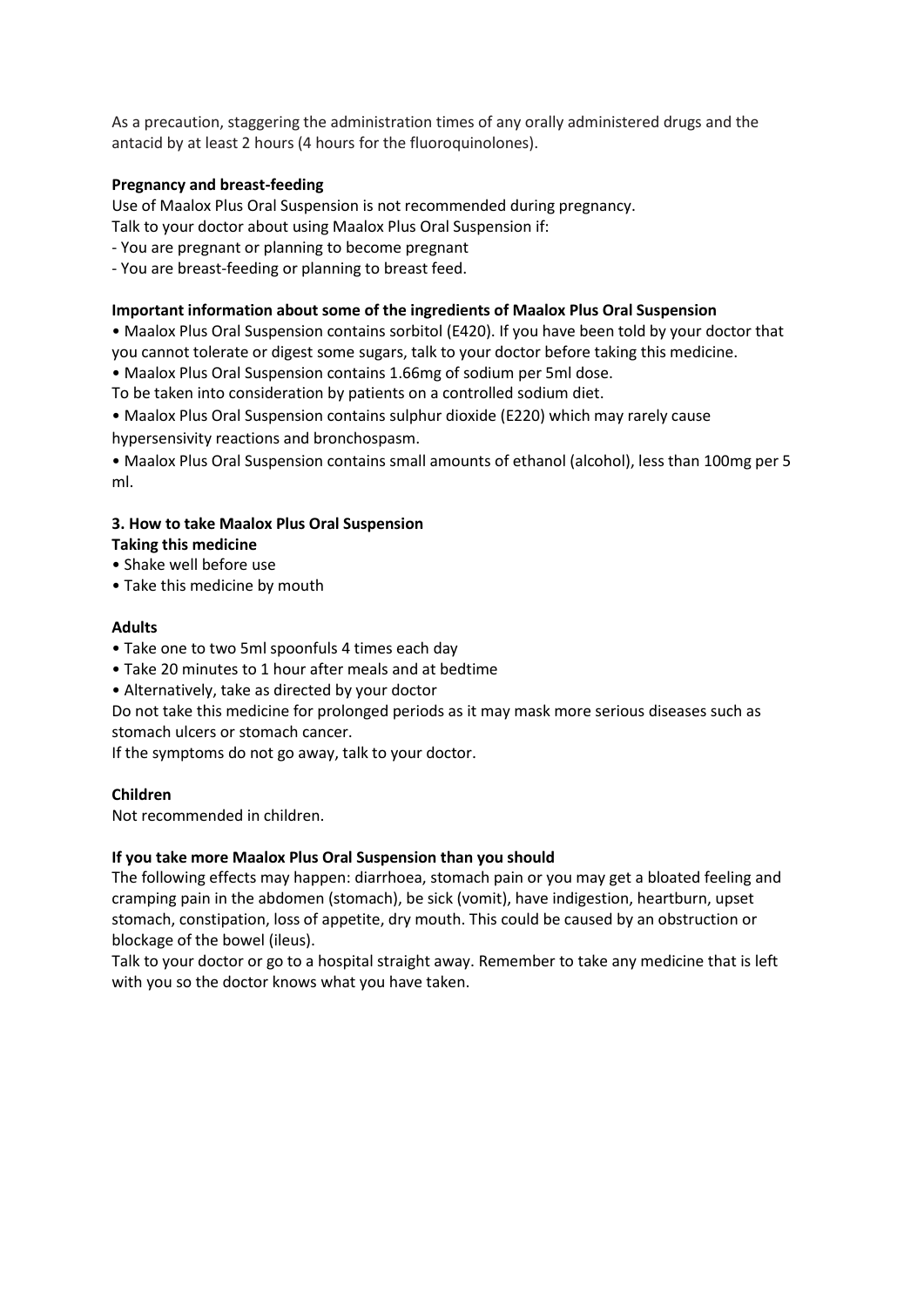As a precaution, staggering the administration times of any orally administered drugs and the antacid by at least 2 hours (4 hours for the fluoroquinolones).

**Pregnancy and breast-feeding**

Use of Maalox Plus Oral Suspension is not recommended during pregnancy.
Talk to your doctor about using Maalox Plus Oral Suspension if:

- You are pregnant or planning to become pregnant
- You are breast-feeding or planning to breast feed.

**Important information about some of the ingredients of Maalox Plus Oral Suspension**

- Maalox Plus Oral Suspension contains sorbitol (E420). If you have been told by your doctor that you cannot tolerate or digest some sugars, talk to your doctor before taking this medicine.
- Maalox Plus Oral Suspension contains 1.66mg of sodium per 5ml dose.

To be taken into consideration by patients on a controlled sodium diet.

- Maalox Plus Oral Suspension contains sulphur dioxide (E220) which may rarely cause hypersensivity reactions and bronchospasm.
- Maalox Plus Oral Suspension contains small amounts of ethanol (alcohol), less than 100mg per 5 ml.

## 3. How to take Maalox Plus Oral Suspension

**Taking this medicine**

- Shake well before use
- Take this medicine by mouth

**Adults**

- Take one to two 5ml spoonfuls 4 times each day
- Take 20 minutes to 1 hour after meals and at bedtime
- Alternatively, take as directed by your doctor

Do not take this medicine for prolonged periods as it may mask more serious diseases such as stomach ulcers or stomach cancer.
If the symptoms do not go away, talk to your doctor.

**Children**

Not recommended in children.

**If you take more Maalox Plus Oral Suspension than you should**

The following effects may happen: diarrhoea, stomach pain or you may get a bloated feeling and cramping pain in the abdomen (stomach), be sick (vomit), have indigestion, heartburn, upset stomach, constipation, loss of appetite, dry mouth. This could be caused by an obstruction or blockage of the bowel (ileus).
Talk to your doctor or go to a hospital straight away. Remember to take any medicine that is left with you so the doctor knows what you have taken.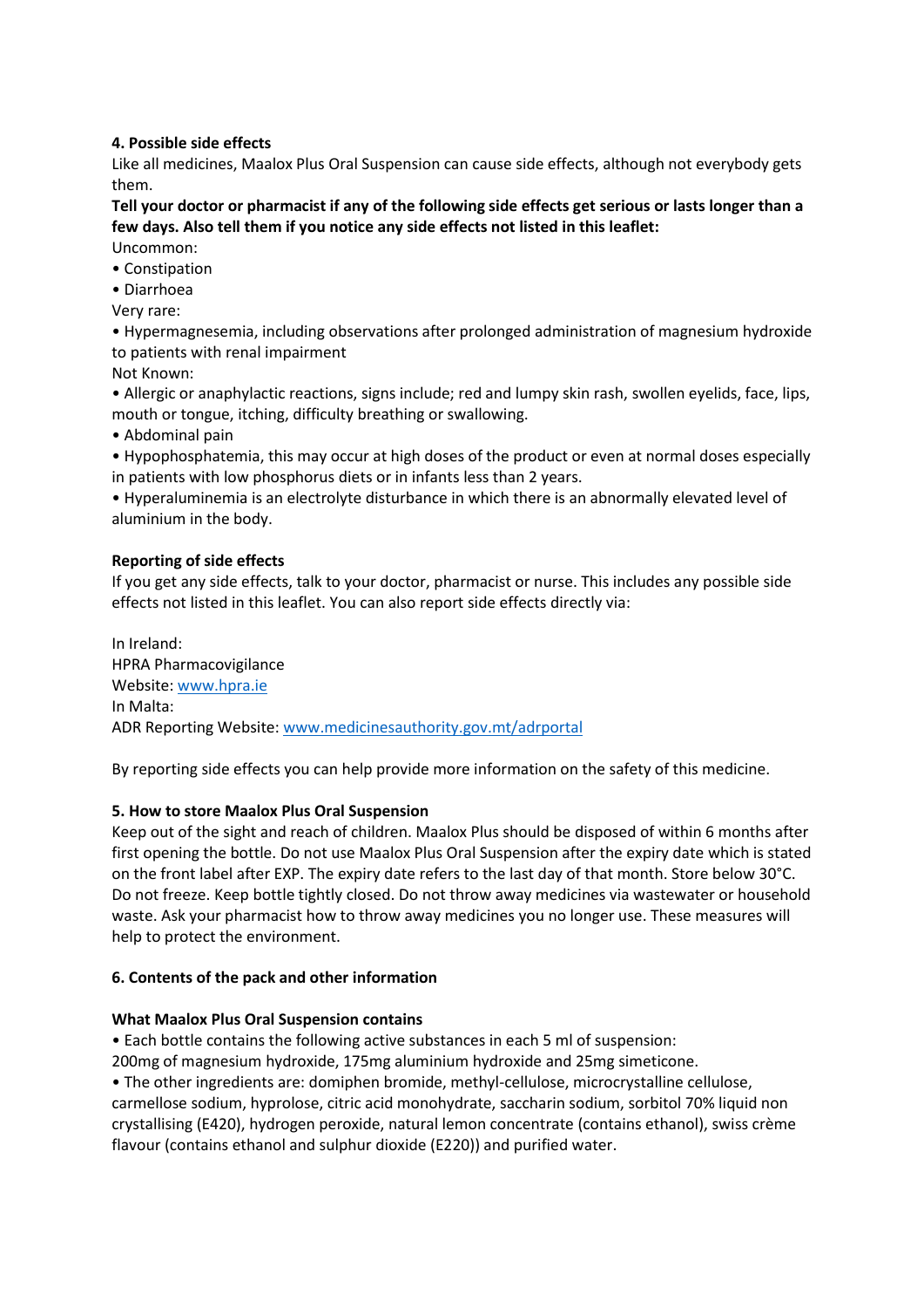## 4. Possible side effects

Like all medicines, Maalox Plus Oral Suspension can cause side effects, although not everybody gets them.

**Tell your doctor or pharmacist if any of the following side effects get serious or lasts longer than a few days. Also tell them if you notice any side effects not listed in this leaflet:**

Uncommon:

- Constipation
- Diarrhoea

Very rare:

- Hypermagnesemia, including observations after prolonged administration of magnesium hydroxide to patients with renal impairment

Not Known:

- Allergic or anaphylactic reactions, signs include; red and lumpy skin rash, swollen eyelids, face, lips, mouth or tongue, itching, difficulty breathing or swallowing.
- Abdominal pain
- Hypophosphatemia, this may occur at high doses of the product or even at normal doses especially in patients with low phosphorus diets or in infants less than 2 years.
- Hyperaluminemia is an electrolyte disturbance in which there is an abnormally elevated level of aluminium in the body.

### Reporting of side effects

If you get any side effects, talk to your doctor, pharmacist or nurse. This includes any possible side effects not listed in this leaflet. You can also report side effects directly via:

In Ireland:
HPRA Pharmacovigilance
Website: www.hpra.ie
In Malta:
ADR Reporting Website: www.medicinesauthority.gov.mt/adrportal

By reporting side effects you can help provide more information on the safety of this medicine.

## 5. How to store Maalox Plus Oral Suspension

Keep out of the sight and reach of children. Maalox Plus should be disposed of within 6 months after first opening the bottle. Do not use Maalox Plus Oral Suspension after the expiry date which is stated on the front label after EXP. The expiry date refers to the last day of that month. Store below 30°C. Do not freeze. Keep bottle tightly closed. Do not throw away medicines via wastewater or household waste. Ask your pharmacist how to throw away medicines you no longer use. These measures will help to protect the environment.

## 6. Contents of the pack and other information

### What Maalox Plus Oral Suspension contains

- Each bottle contains the following active substances in each 5 ml of suspension:
  200mg of magnesium hydroxide, 175mg aluminium hydroxide and 25mg simeticone.
- The other ingredients are: domiphen bromide, methyl-cellulose, microcrystalline cellulose, carmellose sodium, hyprolose, citric acid monohydrate, saccharin sodium, sorbitol 70% liquid non crystallising (E420), hydrogen peroxide, natural lemon concentrate (contains ethanol), swiss crème flavour (contains ethanol and sulphur dioxide (E220)) and purified water.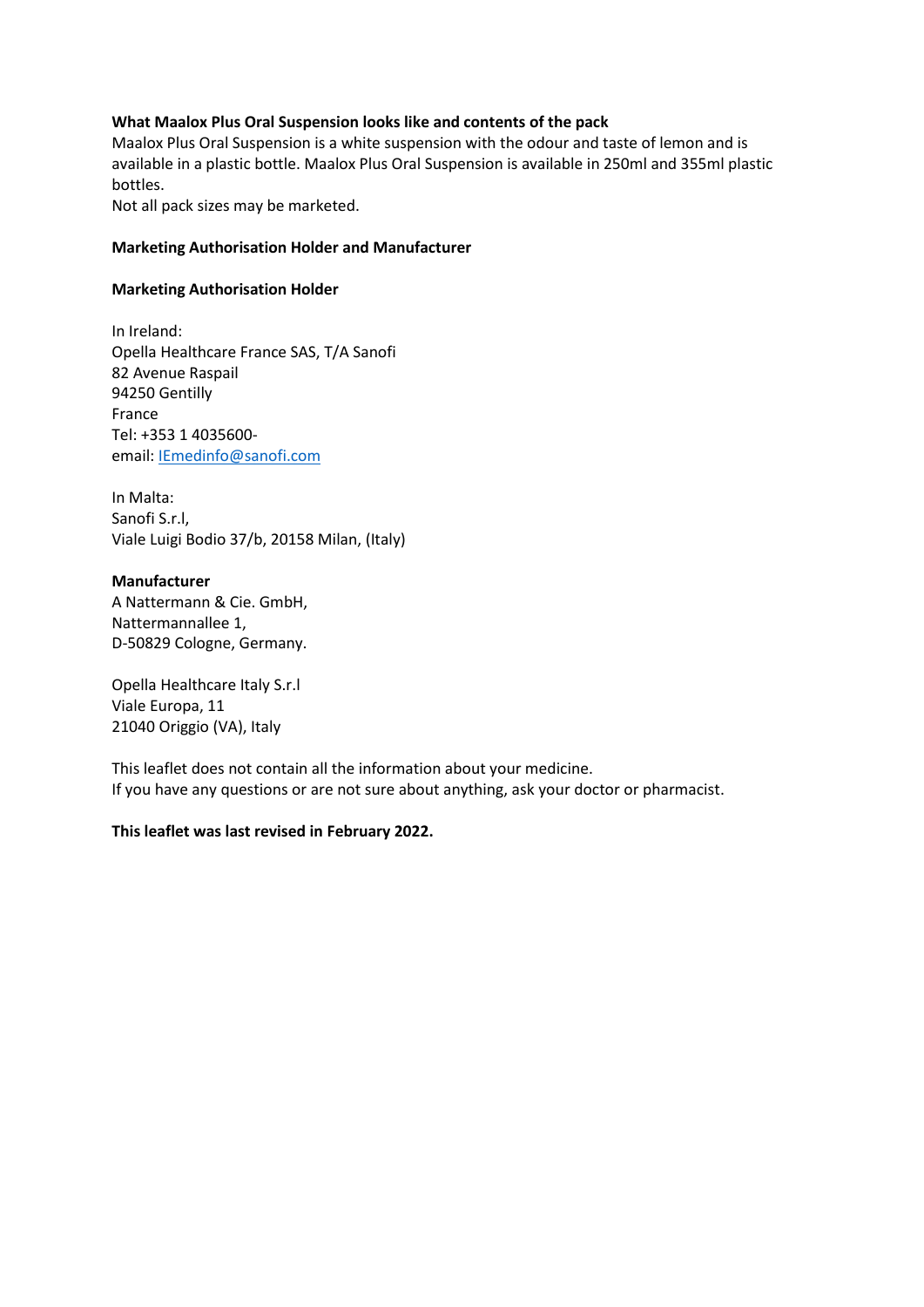**What Maalox Plus Oral Suspension looks like and contents of the pack**

Maalox Plus Oral Suspension is a white suspension with the odour and taste of lemon and is available in a plastic bottle. Maalox Plus Oral Suspension is available in 250ml and 355ml plastic bottles.
Not all pack sizes may be marketed.

**Marketing Authorisation Holder and Manufacturer**

**Marketing Authorisation Holder**

In Ireland:
Opella Healthcare France SAS, T/A Sanofi
82 Avenue Raspail
94250 Gentilly
France
Tel: +353 1 4035600-
email: IEmedinfo@sanofi.com

In Malta:
Sanofi S.r.l,
Viale Luigi Bodio 37/b, 20158 Milan, (Italy)

**Manufacturer**
A Nattermann & Cie. GmbH,
Nattermannallee 1,
D-50829 Cologne, Germany.

Opella Healthcare Italy S.r.l
Viale Europa, 11
21040 Origgio (VA), Italy

This leaflet does not contain all the information about your medicine.
If you have any questions or are not sure about anything, ask your doctor or pharmacist.

**This leaflet was last revised in February 2022.**